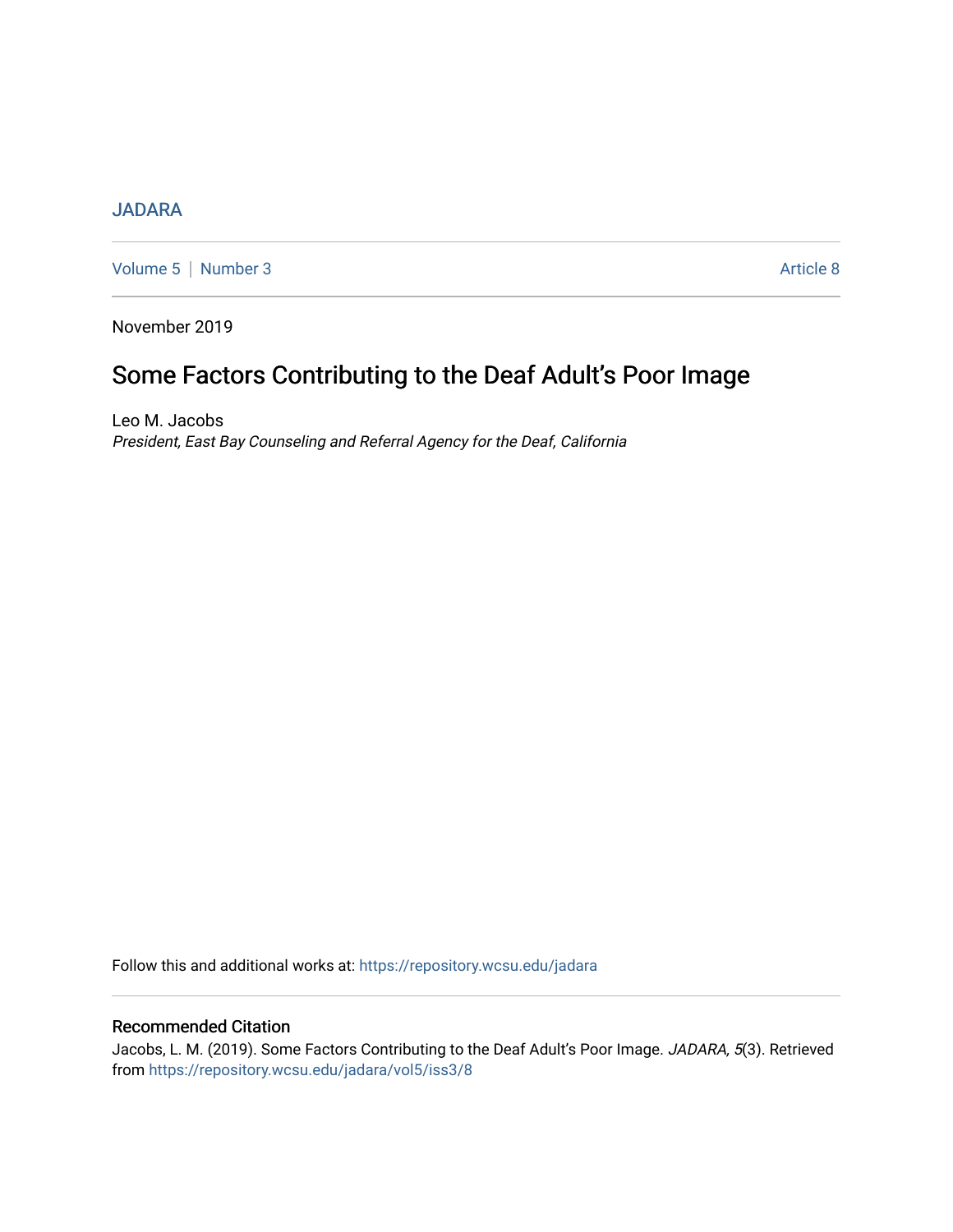JADARA

Volume 5 | Number 3 Article 8

November 2019

# Some Factors Contributing to the Deaf Adult's Poor Image

Leo M. Jacobs
*President, East Bay Counseling and Referral Agency for the Deaf, California*

Follow this and additional works at: https://repository.wcsu.edu/jadara

## Recommended Citation

Jacobs, L. M. (2019). Some Factors Contributing to the Deaf Adult's Poor Image. *JADARA, 5*(3). Retrieved from https://repository.wcsu.edu/jadara/vol5/iss3/8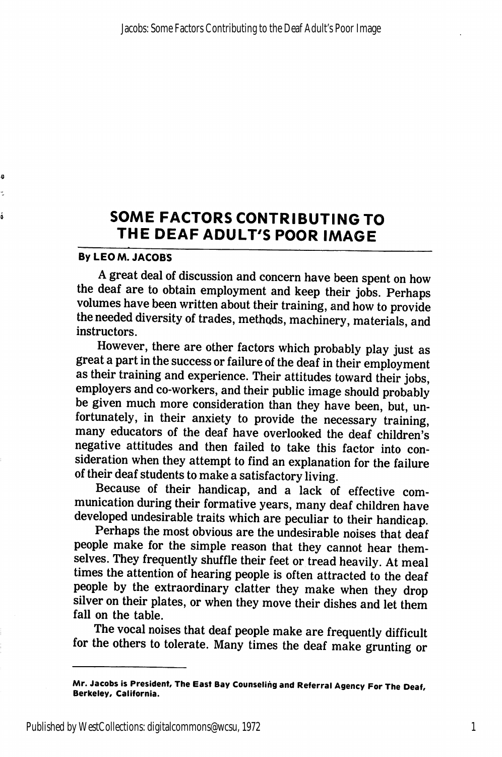# SOME FACTORS CONTRIBUTING TO THE DEAF ADULT'S POOR IMAGE

**By LEO M. JACOBS**

A great deal of discussion and concern have been spent on how the deaf are to obtain employment and keep their jobs. Perhaps volumes have been written about their training, and how to provide the needed diversity of trades, methods, machinery, materials, and instructors.

However, there are other factors which probably play just as great a part in the success or failure of the deaf in their employment as their training and experience. Their attitudes toward their jobs, employers and co-workers, and their public image should probably be given much more consideration than they have been, but, unfortunately, in their anxiety to provide the necessary training, many educators of the deaf have overlooked the deaf children's negative attitudes and then failed to take this factor into consideration when they attempt to find an explanation for the failure of their deaf students to make a satisfactory living.

Because of their handicap, and a lack of effective communication during their formative years, many deaf children have developed undesirable traits which are peculiar to their handicap.

Perhaps the most obvious are the undesirable noises that deaf people make for the simple reason that they cannot hear themselves. They frequently shuffle their feet or tread heavily. At meal times the attention of hearing people is often attracted to the deaf people by the extraordinary clatter they make when they drop silver on their plates, or when they move their dishes and let them fall on the table.

The vocal noises that deaf people make are frequently difficult for the others to tolerate. Many times the deaf make grunting or

---

**Mr. Jacobs is President, The East Bay Counseling and Referral Agency For The Deaf, Berkeley, California.**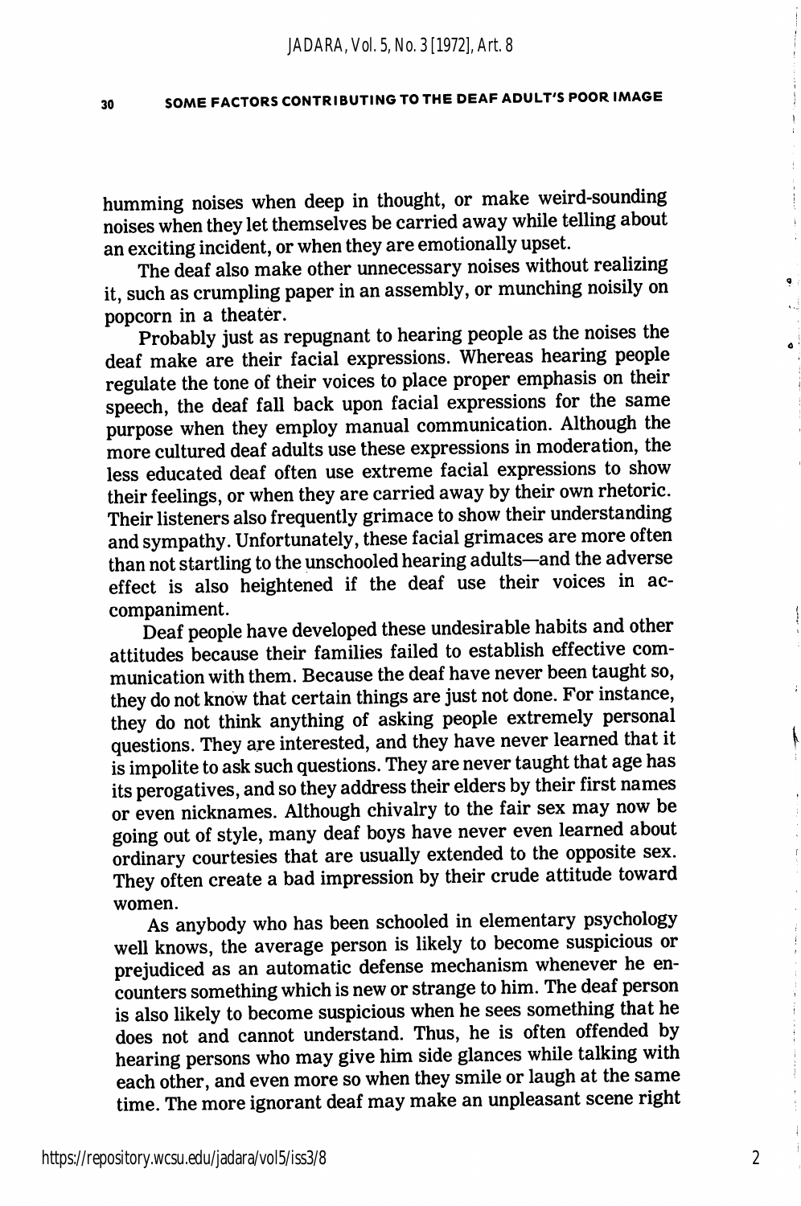humming noises when deep in thought, or make weird-sounding noises when they let themselves be carried away while telling about an exciting incident, or when they are emotionally upset.

The deaf also make other unnecessary noises without realizing it, such as crumpling paper in an assembly, or munching noisily on popcorn in a theater.

Probably just as repugnant to hearing people as the noises the deaf make are their facial expressions. Whereas hearing people regulate the tone of their voices to place proper emphasis on their speech, the deaf fall back upon facial expressions for the same purpose when they employ manual communication. Although the more cultured deaf adults use these expressions in moderation, the less educated deaf often use extreme facial expressions to show their feelings, or when they are carried away by their own rhetoric. Their listeners also frequently grimace to show their understanding and sympathy. Unfortunately, these facial grimaces are more often than not startling to the unschooled hearing adults—and the adverse effect is also heightened if the deaf use their voices in accompaniment.

Deaf people have developed these undesirable habits and other attitudes because their families failed to establish effective communication with them. Because the deaf have never been taught so, they do not know that certain things are just not done. For instance, they do not think anything of asking people extremely personal questions. They are interested, and they have never learned that it is impolite to ask such questions. They are never taught that age has its perogatives, and so they address their elders by their first names or even nicknames. Although chivalry to the fair sex may now be going out of style, many deaf boys have never even learned about ordinary courtesies that are usually extended to the opposite sex. They often create a bad impression by their crude attitude toward women.

As anybody who has been schooled in elementary psychology well knows, the average person is likely to become suspicious or prejudiced as an automatic defense mechanism whenever he encounters something which is new or strange to him. The deaf person is also likely to become suspicious when he sees something that he does not and cannot understand. Thus, he is often offended by hearing persons who may give him side glances while talking with each other, and even more so when they smile or laugh at the same time. The more ignorant deaf may make an unpleasant scene right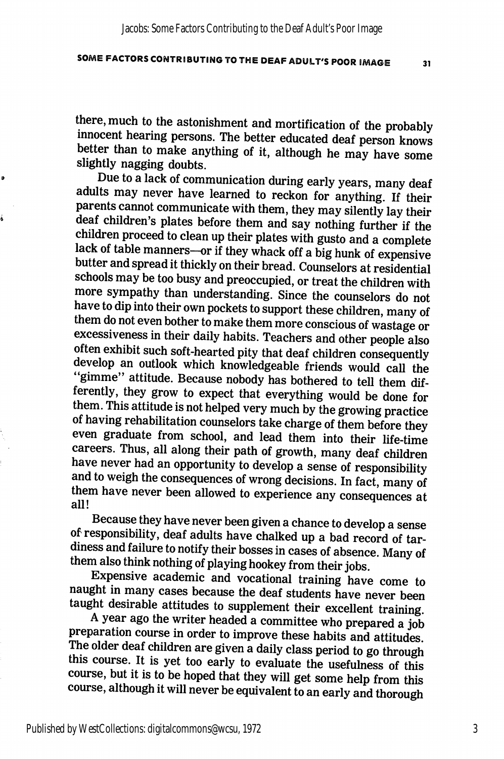there, much to the astonishment and mortification of the probably innocent hearing persons. The better educated deaf person knows better than to make anything of it, although he may have some slightly nagging doubts.

Due to a lack of communication during early years, many deaf adults may never have learned to reckon for anything. If their parents cannot communicate with them, they may silently lay their deaf children's plates before them and say nothing further if the children proceed to clean up their plates with gusto and a complete lack of table manners—or if they whack off a big hunk of expensive butter and spread it thickly on their bread. Counselors at residential schools may be too busy and preoccupied, or treat the children with more sympathy than understanding. Since the counselors do not have to dip into their own pockets to support these children, many of them do not even bother to make them more conscious of wastage or excessiveness in their daily habits. Teachers and other people also often exhibit such soft-hearted pity that deaf children consequently develop an outlook which knowledgeable friends would call the "gimme" attitude. Because nobody has bothered to tell them differently, they grow to expect that everything would be done for them. This attitude is not helped very much by the growing practice of having rehabilitation counselors take charge of them before they even graduate from school, and lead them into their life-time careers. Thus, all along their path of growth, many deaf children have never had an opportunity to develop a sense of responsibility and to weigh the consequences of wrong decisions. In fact, many of them have never been allowed to experience any consequences at all!

Because they have never been given a chance to develop a sense of responsibility, deaf adults have chalked up a bad record of tardiness and failure to notify their bosses in cases of absence. Many of them also think nothing of playing hookey from their jobs.

Expensive academic and vocational training have come to naught in many cases because the deaf students have never been taught desirable attitudes to supplement their excellent training.

A year ago the writer headed a committee who prepared a job preparation course in order to improve these habits and attitudes. The older deaf children are given a daily class period to go through this course. It is yet too early to evaluate the usefulness of this course, but it is to be hoped that they will get some help from this course, although it will never be equivalent to an early and thorough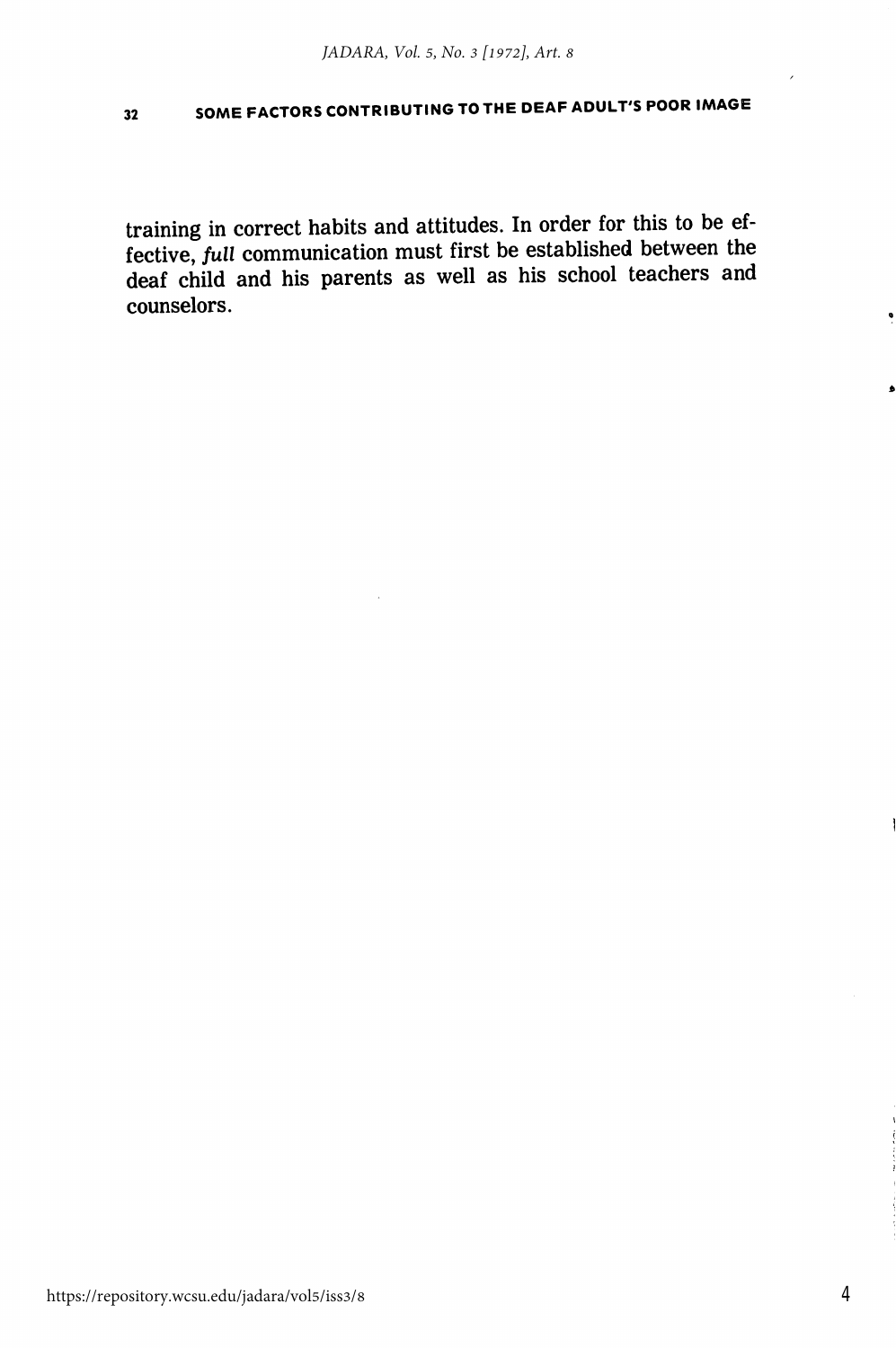training in correct habits and attitudes. In order for this to be effective, *full* communication must first be established between the deaf child and his parents as well as his school teachers and counselors.